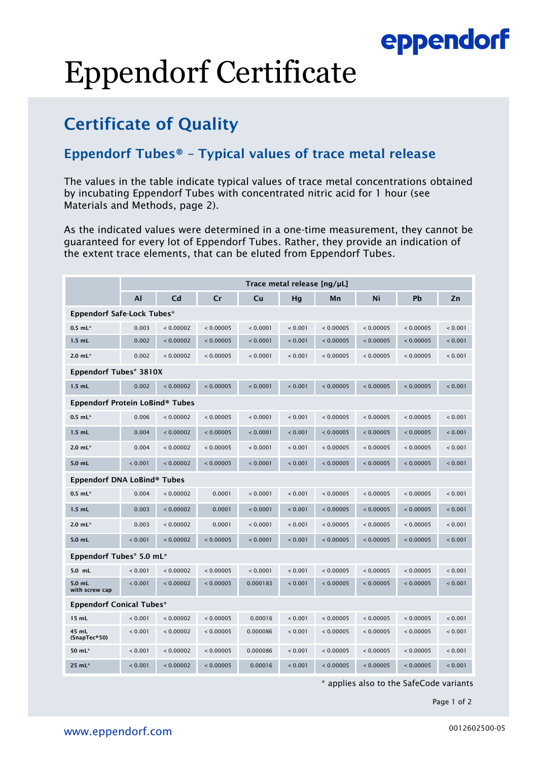# Eppendorf Certificate

## Certificate of Quality

### Eppendorf Tubes® – Typical values of trace metal release

The values in the table indicate typical values of trace metal concentrations obtained by incubating Eppendorf Tubes with concentrated nitric acid for 1 hour (see Materials and Methods, page 2).

As the indicated values were determined in a one-time measurement, they cannot be guaranteed for every lot of Eppendorf Tubes. Rather, they provide an indication of the extent trace elements, that can be eluted from Eppendorf Tubes.

| | Trace metal release [ng/µL] | | | | | | | | |
|---|---|---|---|---|---|---|---|---|---|
| | Al | Cd | Cr | Cu | Hg | Mn | Ni | Pb | Zn |
| **Eppendorf Safe-Lock Tubes*** | | | | | | | | | |
| **0.5 mL*** | 0.003 | < 0.00002 | < 0.00005 | < 0.0001 | < 0.001 | < 0.00005 | < 0.00005 | < 0.00005 | < 0.001 |
| **1.5 mL** | 0.002 | < 0.00002 | < 0.00005 | < 0.0001 | < 0.001 | < 0.00005 | < 0.00005 | < 0.00005 | < 0.001 |
| **2.0 mL*** | 0.002 | < 0.00002 | < 0.00005 | < 0.0001 | < 0.001 | < 0.00005 | < 0.00005 | < 0.00005 | < 0.001 |
| **Eppendorf Tubes® 3810X** | | | | | | | | | |
| **1.5 mL** | 0.002 | < 0.00002 | < 0.00005 | < 0.0001 | < 0.001 | < 0.00005 | < 0.00005 | < 0.00005 | < 0.001 |
| **Eppendorf Protein LoBind® Tubes** | | | | | | | | | |
| **0.5 mL*** | 0.006 | < 0.00002 | < 0.00005 | < 0.0001 | < 0.001 | < 0.00005 | < 0.00005 | < 0.00005 | < 0.001 |
| **1.5 mL** | 0.004 | < 0.00002 | < 0.00005 | < 0.0001 | < 0.001 | < 0.00005 | < 0.00005 | < 0.00005 | < 0.001 |
| **2.0 mL*** | 0.004 | < 0.00002 | < 0.00005 | < 0.0001 | < 0.001 | < 0.00005 | < 0.00005 | < 0.00005 | < 0.001 |
| **5.0 mL** | < 0.001 | < 0.00002 | < 0.00005 | < 0.0001 | < 0.001 | < 0.00005 | < 0.00005 | < 0.00005 | < 0.001 |
| **Eppendorf DNA LoBind® Tubes** | | | | | | | | | |
| **0.5 mL*** | 0.004 | < 0.00002 | 0.0001 | < 0.0001 | < 0.001 | < 0.00005 | < 0.00005 | < 0.00005 | < 0.001 |
| **1.5 mL** | 0.003 | < 0.00002 | 0.0001 | < 0.0001 | < 0.001 | < 0.00005 | < 0.00005 | < 0.00005 | < 0.001 |
| **2.0 mL*** | 0.003 | < 0.00002 | 0.0001 | < 0.0001 | < 0.001 | < 0.00005 | < 0.00005 | < 0.00005 | < 0.001 |
| **5.0 mL** | < 0.001 | < 0.00002 | < 0.00005 | < 0.0001 | < 0.001 | < 0.00005 | < 0.00005 | < 0.00005 | < 0.001 |
| **Eppendorf Tubes® 5.0 mL*** | | | | | | | | | |
| **5.0 mL** | < 0.001 | < 0.00002 | < 0.00005 | < 0.0001 | < 0.001 | < 0.00005 | < 0.00005 | < 0.00005 | < 0.001 |
| **5.0 mL with screw cap** | < 0.001 | < 0.00002 | < 0.00005 | 0.000183 | < 0.001 | < 0.00005 | < 0.00005 | < 0.00005 | < 0.001 |
| **Eppendorf Conical Tubes*** | | | | | | | | | |
| **15 mL** | < 0.001 | < 0.00002 | < 0.00005 | 0.00016 | < 0.001 | < 0.00005 | < 0.00005 | < 0.00005 | < 0.001 |
| **45 mL (SnapTec®50)** | < 0.001 | < 0.00002 | < 0.00005 | 0.000086 | < 0.001 | < 0.00005 | < 0.00005 | < 0.00005 | < 0.001 |
| **50 mL*** | < 0.001 | < 0.00002 | < 0.00005 | 0.000086 | < 0.001 | < 0.00005 | < 0.00005 | < 0.00005 | < 0.001 |
| **25 mL*** | < 0.001 | < 0.00002 | < 0.00005 | 0.00016 | < 0.001 | < 0.00005 | < 0.00005 | < 0.00005 | < 0.001 |

* applies also to the SafeCode variants

www.eppendorf.com

0012602500-05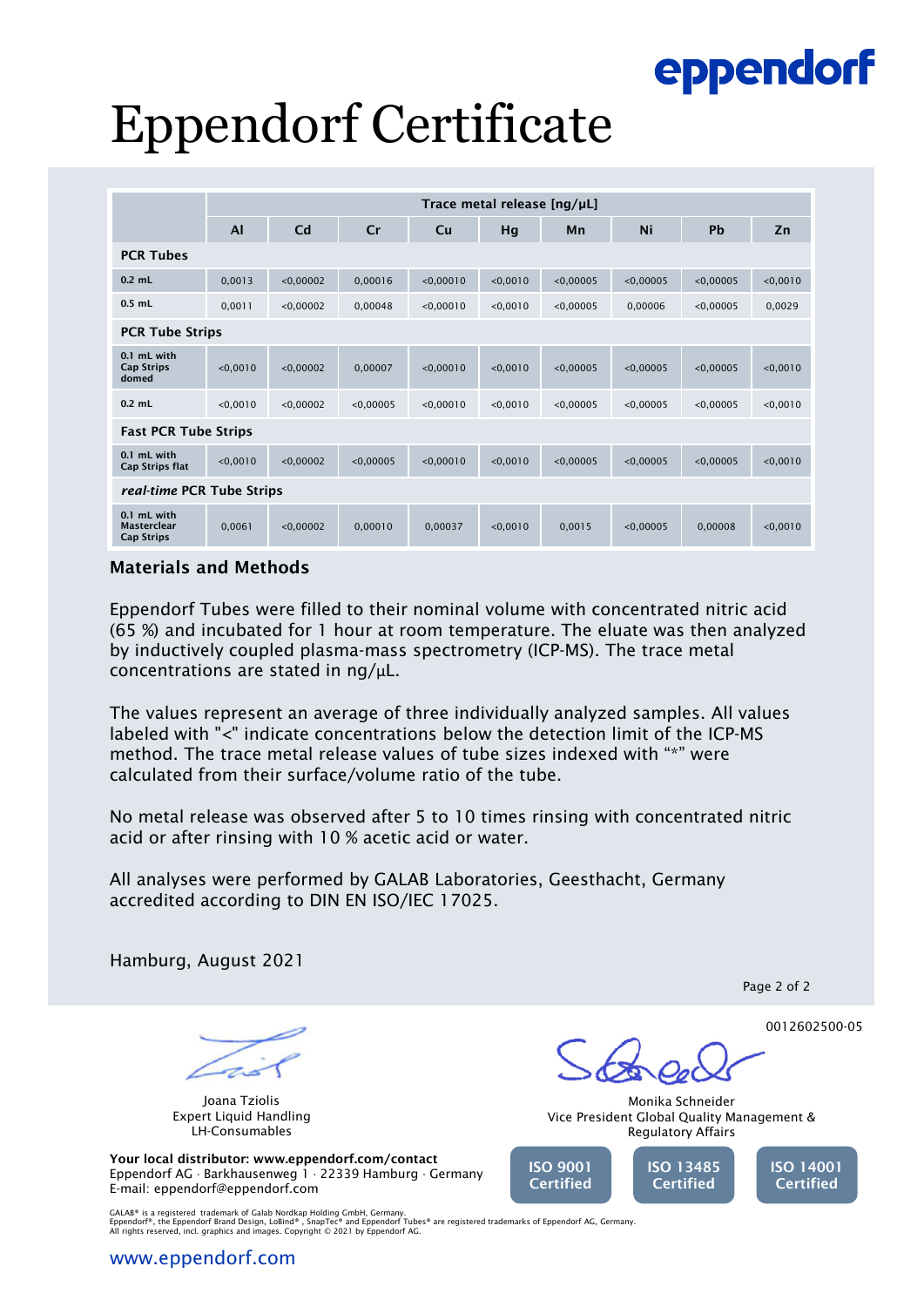# Eppendorf Certificate

| | Trace metal release [ng/µL] | | | | | | | | |
|---|---|---|---|---|---|---|---|---|---|
| | **Al** | **Cd** | **Cr** | **Cu** | **Hg** | **Mn** | **Ni** | **Pb** | **Zn** |
| **PCR Tubes** | | | | | | | | | |
| **0.2 mL** | 0,0013 | <0,00002 | 0,00016 | <0,00010 | <0,0010 | <0,00005 | <0,00005 | <0,00005 | <0,0010 |
| **0.5 mL** | 0,0011 | <0,00002 | 0,00048 | <0,00010 | <0,0010 | <0,00005 | 0,00006 | <0,00005 | 0,0029 |
| **PCR Tube Strips** | | | | | | | | | |
| **0.1 mL with Cap Strips domed** | <0,0010 | <0,00002 | 0,00007 | <0,00010 | <0,0010 | <0,00005 | <0,00005 | <0,00005 | <0,0010 |
| **0.2 mL** | <0,0010 | <0,00002 | <0,00005 | <0,00010 | <0,0010 | <0,00005 | <0,00005 | <0,00005 | <0,0010 |
| **Fast PCR Tube Strips** | | | | | | | | | |
| **0.1 mL with Cap Strips flat** | <0,0010 | <0,00002 | <0,00005 | <0,00010 | <0,0010 | <0,00005 | <0,00005 | <0,00005 | <0,0010 |
| ***real-time* PCR Tube Strips** | | | | | | | | | |
| **0.1 mL with Masterclear Cap Strips** | 0,0061 | <0,00002 | 0,00010 | 0,00037 | <0,0010 | 0,0015 | <0,00005 | 0,00008 | <0,0010 |

## Materials and Methods

Eppendorf Tubes were filled to their nominal volume with concentrated nitric acid (65 %) and incubated for 1 hour at room temperature. The eluate was then analyzed by inductively coupled plasma-mass spectrometry (ICP-MS). The trace metal concentrations are stated in ng/µL.

The values represent an average of three individually analyzed samples. All values labeled with "<" indicate concentrations below the detection limit of the ICP-MS method. The trace metal release values of tube sizes indexed with "*" were calculated from their surface/volume ratio of the tube.

No metal release was observed after 5 to 10 times rinsing with concentrated nitric acid or after rinsing with 10 % acetic acid or water.

All analyses were performed by GALAB Laboratories, Geesthacht, Germany accredited according to DIN EN ISO/IEC 17025.

Hamburg, August 2021

0012602500-05

Joana Tziolis
Expert Liquid Handling
LH-Consumables

Monika Schneider
Vice President Global Quality Management & Regulatory Affairs

**Your local distributor: www.eppendorf.com/contact**
Eppendorf AG · Barkhausenweg 1 · 22339 Hamburg · Germany
E-mail: eppendorf@eppendorf.com

ISO 9001 Certified | ISO 13485 Certified | ISO 14001 Certified

GALAB® is a registered trademark of Galab Nordkap Holding GmbH, Germany.
Eppendorf®, the Eppendorf Brand Design, LoBind®, SnapTec® and Eppendorf Tubes® are registered trademarks of Eppendorf AG, Germany.
All rights reserved, incl. graphics and images. Copyright © 2021 by Eppendorf AG.

www.eppendorf.com